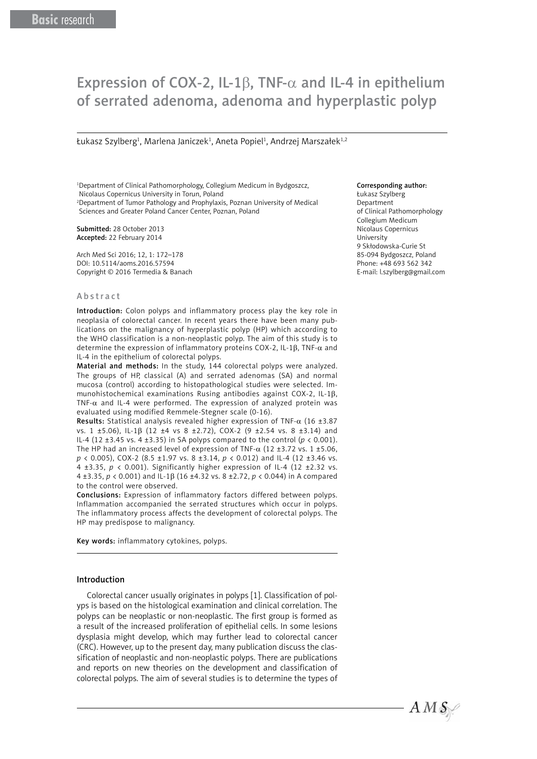Basic research

# Expression of COX-2, IL-1β, TNF-α and IL-4 in epithelium of serrated adenoma, adenoma and hyperplastic polyp

Łukasz Szylberg[1], Marlena Janiczek[1], Aneta Popiel[1], Andrzej Marszałek[1,2]

[1]Department of Clinical Pathomorphology, Collegium Medicum in Bydgoszcz, Nicolaus Copernicus University in Torun, Poland
[2]Department of Tumor Pathology and Prophylaxis, Poznan University of Medical Sciences and Greater Poland Cancer Center, Poznan, Poland

**Submitted:** 28 October 2013
**Accepted:** 22 February 2014

Arch Med Sci 2016; 12, 1: 172–178
DOI: 10.5114/aoms.2016.57594
Copyright © 2016 Termedia & Banach

**Corresponding author:**
Łukasz Szylberg
Department
of Clinical Pathomorphology
Collegium Medicum
Nicolaus Copernicus
University
9 Skłodowska-Curie St
85-094 Bydgoszcz, Poland
Phone: +48 693 562 342
E-mail: l.szylberg@gmail.com

## Abstract

**Introduction:** Colon polyps and inflammatory process play the key role in neoplasia of colorectal cancer. In recent years there have been many publications on the malignancy of hyperplastic polyp (HP) which according to the WHO classification is a non-neoplastic polyp. The aim of this study is to determine the expression of inflammatory proteins COX-2, IL-1β, TNF-α and IL-4 in the epithelium of colorectal polyps.

**Material and methods:** In the study, 144 colorectal polyps were analyzed. The groups of HP, classical (A) and serrated adenomas (SA) and normal mucosa (control) according to histopathological studies were selected. Immunohistochemical examinations Rusing antibodies against COX-2, IL-1β, TNF-α and IL-4 were performed. The expression of analyzed protein was evaluated using modified Remmele-Stegner scale (0-16).

**Results:** Statistical analysis revealed higher expression of TNF-α (16 ±3.87 vs. 1 ±5.06), IL-1β (12 ±4 vs 8 ±2.72), COX-2 (9 ±2.54 vs. 8 ±3.14) and IL-4 (12 ±3.45 vs. 4 ±3.35) in SA polyps compared to the control ($p < 0.001$). The HP had an increased level of expression of TNF-α (12 ±3.72 vs. 1 ±5.06, $p < 0.005$), COX-2 (8.5 ±1.97 vs. 8 ±3.14, $p < 0.012$) and IL-4 (12 ±3.46 vs. 4 ±3.35, $p < 0.001$). Significantly higher expression of IL-4 (12 ±2.32 vs. 4 ±3.35, $p < 0.001$) and IL-1β (16 ±4.32 vs. 8 ±2.72, $p < 0.044$) in A compared to the control were observed.

**Conclusions:** Expression of inflammatory factors differed between polyps. Inflammation accompanied the serrated structures which occur in polyps. The inflammatory process affects the development of colorectal polyps. The HP may predispose to malignancy.

**Key words:** inflammatory cytokines, polyps.

## Introduction

Colorectal cancer usually originates in polyps [1]. Classification of polyps is based on the histological examination and clinical correlation. The polyps can be neoplastic or non-neoplastic. The first group is formed as a result of the increased proliferation of epithelial cells. In some lesions dysplasia might develop, which may further lead to colorectal cancer (CRC). However, up to the present day, many publication discuss the classification of neoplastic and non-neoplastic polyps. There are publications and reports on new theories on the development and classification of colorectal polyps. The aim of several studies is to determine the types of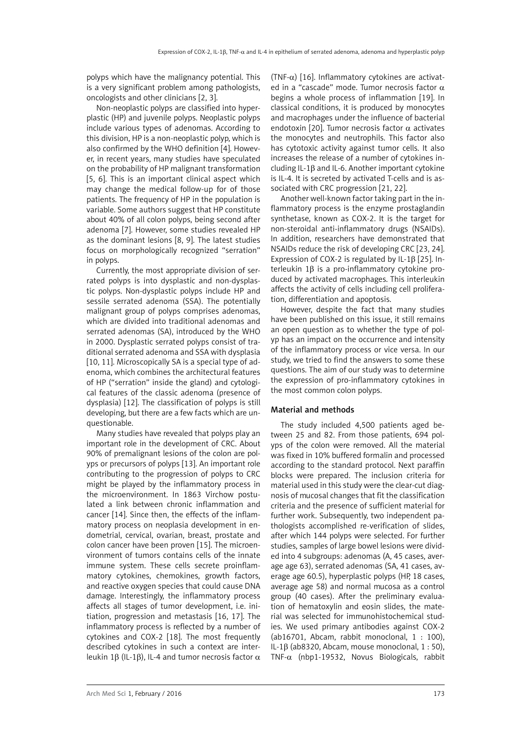polyps which have the malignancy potential. This is a very significant problem among pathologists, oncologists and other clinicians [2, 3].

Non-neoplastic polyps are classified into hyperplastic (HP) and juvenile polyps. Neoplastic polyps include various types of adenomas. According to this division, HP is a non-neoplastic polyp, which is also confirmed by the WHO definition [4]. However, in recent years, many studies have speculated on the probability of HP malignant transformation [5, 6]. This is an important clinical aspect which may change the medical follow-up for of those patients. The frequency of HP in the population is variable. Some authors suggest that HP constitute about 40% of all colon polyps, being second after adenoma [7]. However, some studies revealed HP as the dominant lesions [8, 9]. The latest studies focus on morphologically recognized "serration" in polyps.

Currently, the most appropriate division of serrated polyps is into dysplastic and non-dysplastic polyps. Non-dysplastic polyps include HP and sessile serrated adenoma (SSA). The potentially malignant group of polyps comprises adenomas, which are divided into traditional adenomas and serrated adenomas (SA), introduced by the WHO in 2000. Dysplastic serrated polyps consist of traditional serrated adenoma and SSA with dysplasia [10, 11]. Microscopically SA is a special type of adenoma, which combines the architectural features of HP ("serration" inside the gland) and cytological features of the classic adenoma (presence of dysplasia) [12]. The classification of polyps is still developing, but there are a few facts which are unquestionable.

Many studies have revealed that polyps play an important role in the development of CRC. About 90% of premalignant lesions of the colon are polyps or precursors of polyps [13]. An important role contributing to the progression of polyps to CRC might be played by the inflammatory process in the microenvironment. In 1863 Virchow postulated a link between chronic inflammation and cancer [14]. Since then, the effects of the inflammatory process on neoplasia development in endometrial, cervical, ovarian, breast, prostate and colon cancer have been proven [15]. The microenvironment of tumors contains cells of the innate immune system. These cells secrete proinflammatory cytokines, chemokines, growth factors, and reactive oxygen species that could cause DNA damage. Interestingly, the inflammatory process affects all stages of tumor development, i.e. initiation, progression and metastasis [16, 17]. The inflammatory process is reflected by a number of cytokines and COX-2 [18]. The most frequently described cytokines in such a context are interleukin 1β (IL-1β), IL-4 and tumor necrosis factor α (TNF-α) [16]. Inflammatory cytokines are activated in a "cascade" mode. Tumor necrosis factor α begins a whole process of inflammation [19]. In classical conditions, it is produced by monocytes and macrophages under the influence of bacterial endotoxin [20]. Tumor necrosis factor α activates the monocytes and neutrophils. This factor also has cytotoxic activity against tumor cells. It also increases the release of a number of cytokines including IL-1β and IL-6. Another important cytokine is IL-4. It is secreted by activated T-cells and is associated with CRC progression [21, 22].

Another well-known factor taking part in the inflammatory process is the enzyme prostaglandin synthetase, known as COX-2. It is the target for non-steroidal anti-inflammatory drugs (NSAIDs). In addition, researchers have demonstrated that NSAIDs reduce the risk of developing CRC [23, 24]. Expression of COX-2 is regulated by IL-1β [25]. Interleukin 1β is a pro-inflammatory cytokine produced by activated macrophages. This interleukin affects the activity of cells including cell proliferation, differentiation and apoptosis.

However, despite the fact that many studies have been published on this issue, it still remains an open question as to whether the type of polyp has an impact on the occurrence and intensity of the inflammatory process or vice versa. In our study, we tried to find the answers to some these questions. The aim of our study was to determine the expression of pro-inflammatory cytokines in the most common colon polyps.

## Material and methods

The study included 4,500 patients aged between 25 and 82. From those patients, 694 polyps of the colon were removed. All the material was fixed in 10% buffered formalin and processed according to the standard protocol. Next paraffin blocks were prepared. The inclusion criteria for material used in this study were the clear-cut diagnosis of mucosal changes that fit the classification criteria and the presence of sufficient material for further work. Subsequently, two independent pathologists accomplished re-verification of slides, after which 144 polyps were selected. For further studies, samples of large bowel lesions were divided into 4 subgroups: adenomas (A, 45 cases, average age 63), serrated adenomas (SA, 41 cases, average age 60.5), hyperplastic polyps (HP, 18 cases, average age 58) and normal mucosa as a control group (40 cases). After the preliminary evaluation of hematoxylin and eosin slides, the material was selected for immunohistochemical studies. We used primary antibodies against COX-2 (ab16701, Abcam, rabbit monoclonal, 1 : 100), IL-1β (ab8320, Abcam, mouse monoclonal, 1 : 50), TNF-α (nbp1-19532, Novus Biologicals, rabbit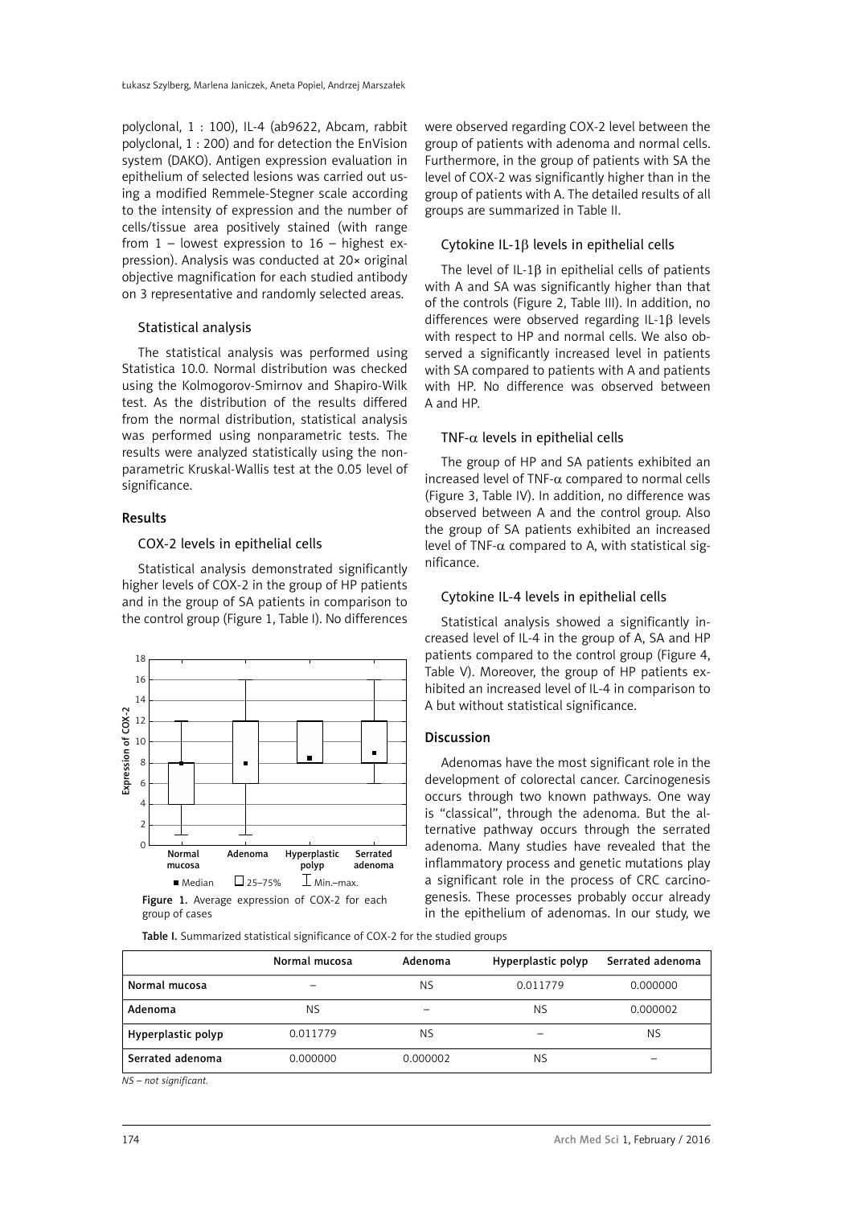polyclonal, 1 : 100), IL-4 (ab9622, Abcam, rabbit polyclonal, 1 : 200) and for detection the EnVision system (DAKO). Antigen expression evaluation in epithelium of selected lesions was carried out using a modified Remmele-Stegner scale according to the intensity of expression and the number of cells/tissue area positively stained (with range from 1 – lowest expression to 16 – highest expression). Analysis was conducted at 20× original objective magnification for each studied antibody on 3 representative and randomly selected areas.

### Statistical analysis

The statistical analysis was performed using Statistica 10.0. Normal distribution was checked using the Kolmogorov-Smirnov and Shapiro-Wilk test. As the distribution of the results differed from the normal distribution, statistical analysis was performed using nonparametric tests. The results were analyzed statistically using the nonparametric Kruskal-Wallis test at the 0.05 level of significance.

## Results

### COX-2 levels in epithelial cells

Statistical analysis demonstrated significantly higher levels of COX-2 in the group of HP patients and in the group of SA patients in comparison to the control group (Figure 1, Table I). No differences were observed regarding COX-2 level between the group of patients with adenoma and normal cells. Furthermore, in the group of patients with SA the level of COX-2 was significantly higher than in the group of patients with A. The detailed results of all groups are summarized in Table II.

Figure 1. Average expression of COX-2 for each group of cases

Table I. Summarized statistical significance of COX-2 for the studied groups

| | Normal mucosa | Adenoma | Hyperplastic polyp | Serrated adenoma |
|---|---|---|---|---|
| Normal mucosa | – | NS | 0.011779 | 0.000000 |
| Adenoma | NS | – | NS | 0.000002 |
| Hyperplastic polyp | 0.011779 | NS | – | NS |
| Serrated adenoma | 0.000000 | 0.000002 | NS | – |

*NS – not significant.*

### Cytokine IL-1β levels in epithelial cells

The level of IL-1β in epithelial cells of patients with A and SA was significantly higher than that of the controls (Figure 2, Table III). In addition, no differences were observed regarding IL-1β levels with respect to HP and normal cells. We also observed a significantly increased level in patients with SA compared to patients with A and patients with HP. No difference was observed between A and HP.

### TNF-α levels in epithelial cells

The group of HP and SA patients exhibited an increased level of TNF-α compared to normal cells (Figure 3, Table IV). In addition, no difference was observed between A and the control group. Also the group of SA patients exhibited an increased level of TNF-α compared to A, with statistical significance.

### Cytokine IL-4 levels in epithelial cells

Statistical analysis showed a significantly increased level of IL-4 in the group of A, SA and HP patients compared to the control group (Figure 4, Table V). Moreover, the group of HP patients exhibited an increased level of IL-4 in comparison to A but without statistical significance.

## Discussion

Adenomas have the most significant role in the development of colorectal cancer. Carcinogenesis occurs through two known pathways. One way is "classical", through the adenoma. But the alternative pathway occurs through the serrated adenoma. Many studies have revealed that the inflammatory process and genetic mutations play a significant role in the process of CRC carcinogenesis. These processes probably occur already in the epithelium of adenomas. In our study, we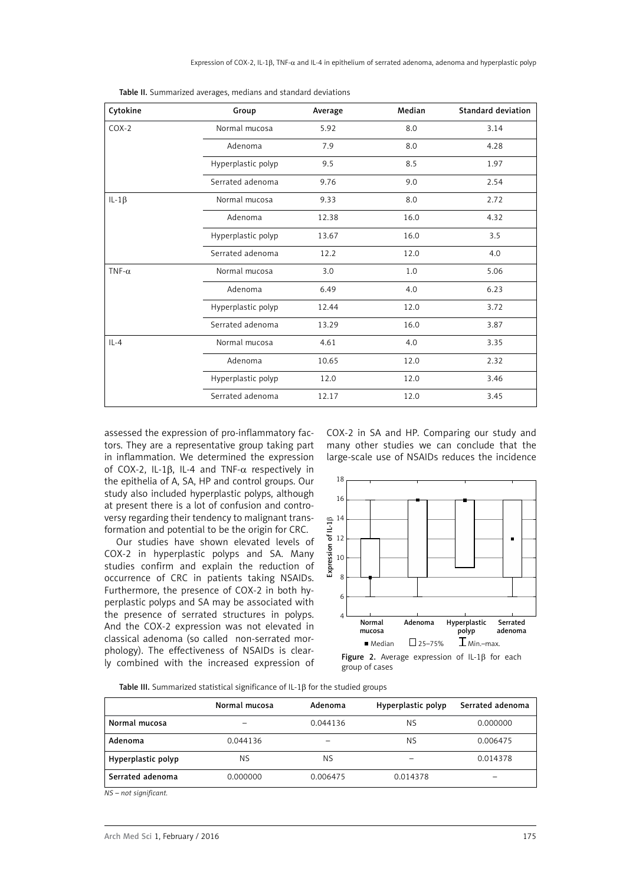Table II. Summarized averages, medians and standard deviations

| Cytokine | Group | Average | Median | Standard deviation |
|---|---|---|---|---|
| COX-2 | Normal mucosa | 5.92 | 8.0 | 3.14 |
| | Adenoma | 7.9 | 8.0 | 4.28 |
| | Hyperplastic polyp | 9.5 | 8.5 | 1.97 |
| | Serrated adenoma | 9.76 | 9.0 | 2.54 |
| IL-1β | Normal mucosa | 9.33 | 8.0 | 2.72 |
| | Adenoma | 12.38 | 16.0 | 4.32 |
| | Hyperplastic polyp | 13.67 | 16.0 | 3.5 |
| | Serrated adenoma | 12.2 | 12.0 | 4.0 |
| TNF-α | Normal mucosa | 3.0 | 1.0 | 5.06 |
| | Adenoma | 6.49 | 4.0 | 6.23 |
| | Hyperplastic polyp | 12.44 | 12.0 | 3.72 |
| | Serrated adenoma | 13.29 | 16.0 | 3.87 |
| IL-4 | Normal mucosa | 4.61 | 4.0 | 3.35 |
| | Adenoma | 10.65 | 12.0 | 2.32 |
| | Hyperplastic polyp | 12.0 | 12.0 | 3.46 |
| | Serrated adenoma | 12.17 | 12.0 | 3.45 |

assessed the expression of pro-inflammatory factors. They are a representative group taking part in inflammation. We determined the expression of COX-2, IL-1β, IL-4 and TNF-α respectively in the epithelia of A, SA, HP and control groups. Our study also included hyperplastic polyps, although at present there is a lot of confusion and controversy regarding their tendency to malignant transformation and potential to be the origin for CRC.

Our studies have shown elevated levels of COX-2 in hyperplastic polyps and SA. Many studies confirm and explain the reduction of occurrence of CRC in patients taking NSAIDs. Furthermore, the presence of COX-2 in both hyperplastic polyps and SA may be associated with the presence of serrated structures in polyps. And the COX-2 expression was not elevated in classical adenoma (so called non-serrated morphology). The effectiveness of NSAIDs is clearly combined with the increased expression of COX-2 in SA and HP. Comparing our study and many other studies we can conclude that the large-scale use of NSAIDs reduces the incidence

Figure 2. Average expression of IL-1β for each group of cases

Table III. Summarized statistical significance of IL-1β for the studied groups

| | Normal mucosa | Adenoma | Hyperplastic polyp | Serrated adenoma |
|---|---|---|---|---|
| **Normal mucosa** | – | 0.044136 | NS | 0.000000 |
| **Adenoma** | 0.044136 | – | NS | 0.006475 |
| **Hyperplastic polyp** | NS | NS | – | 0.014378 |
| **Serrated adenoma** | 0.000000 | 0.006475 | 0.014378 | – |

*NS – not significant.*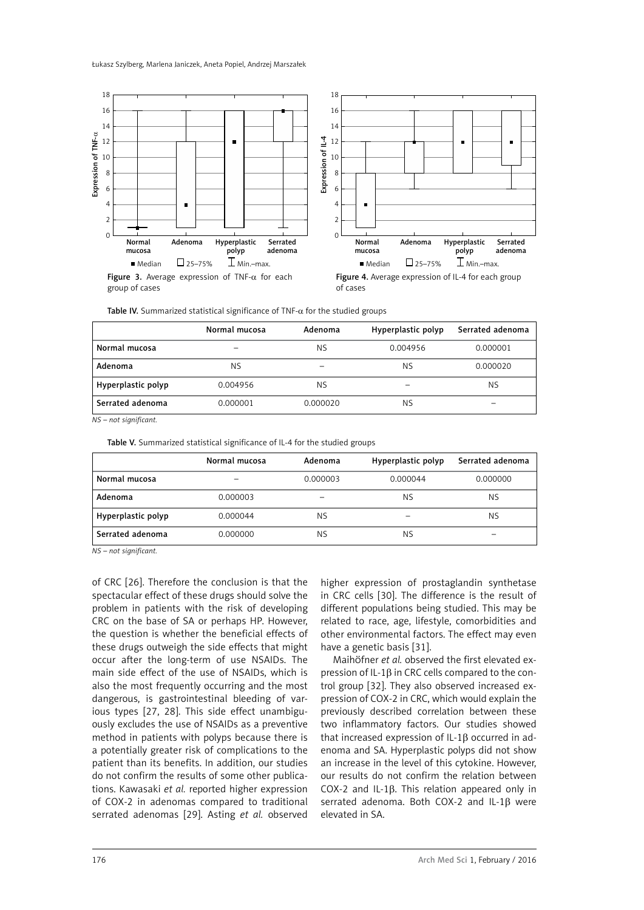Figure 3. Average expression of TNF-α for each group of cases

Figure 4. Average expression of IL-4 for each group of cases

Table IV. Summarized statistical significance of TNF-α for the studied groups

| | Normal mucosa | Adenoma | Hyperplastic polyp | Serrated adenoma |
|---|---|---|---|---|
| Normal mucosa | – | NS | 0.004956 | 0.000001 |
| Adenoma | NS | – | NS | 0.000020 |
| Hyperplastic polyp | 0.004956 | NS | – | NS |
| Serrated adenoma | 0.000001 | 0.000020 | NS | – |

*NS – not significant.*

Table V. Summarized statistical significance of IL-4 for the studied groups

| | Normal mucosa | Adenoma | Hyperplastic polyp | Serrated adenoma |
|---|---|---|---|---|
| Normal mucosa | – | 0.000003 | 0.000044 | 0.000000 |
| Adenoma | 0.000003 | – | NS | NS |
| Hyperplastic polyp | 0.000044 | NS | – | NS |
| Serrated adenoma | 0.000000 | NS | NS | – |

*NS – not significant.*

of CRC [26]. Therefore the conclusion is that the spectacular effect of these drugs should solve the problem in patients with the risk of developing CRC on the base of SA or perhaps HP. However, the question is whether the beneficial effects of these drugs outweigh the side effects that might occur after the long-term of use NSAIDs. The main side effect of the use of NSAIDs, which is also the most frequently occurring and the most dangerous, is gastrointestinal bleeding of various types [27, 28]. This side effect unambiguously excludes the use of NSAIDs as a preventive method in patients with polyps because there is a potentially greater risk of complications to the patient than its benefits. In addition, our studies do not confirm the results of some other publications. Kawasaki *et al.* reported higher expression of COX-2 in adenomas compared to traditional serrated adenomas [29]. Asting *et al.* observed higher expression of prostaglandin synthetase in CRC cells [30]. The difference is the result of different populations being studied. This may be related to race, age, lifestyle, comorbidities and other environmental factors. The effect may even have a genetic basis [31].

Maihöfner *et al.* observed the first elevated expression of IL-1β in CRC cells compared to the control group [32]. They also observed increased expression of COX-2 in CRC, which would explain the previously described correlation between these two inflammatory factors. Our studies showed that increased expression of IL-1β occurred in adenoma and SA. Hyperplastic polyps did not show an increase in the level of this cytokine. However, our results do not confirm the relation between COX-2 and IL-1β. This relation appeared only in serrated adenoma. Both COX-2 and IL-1β were elevated in SA.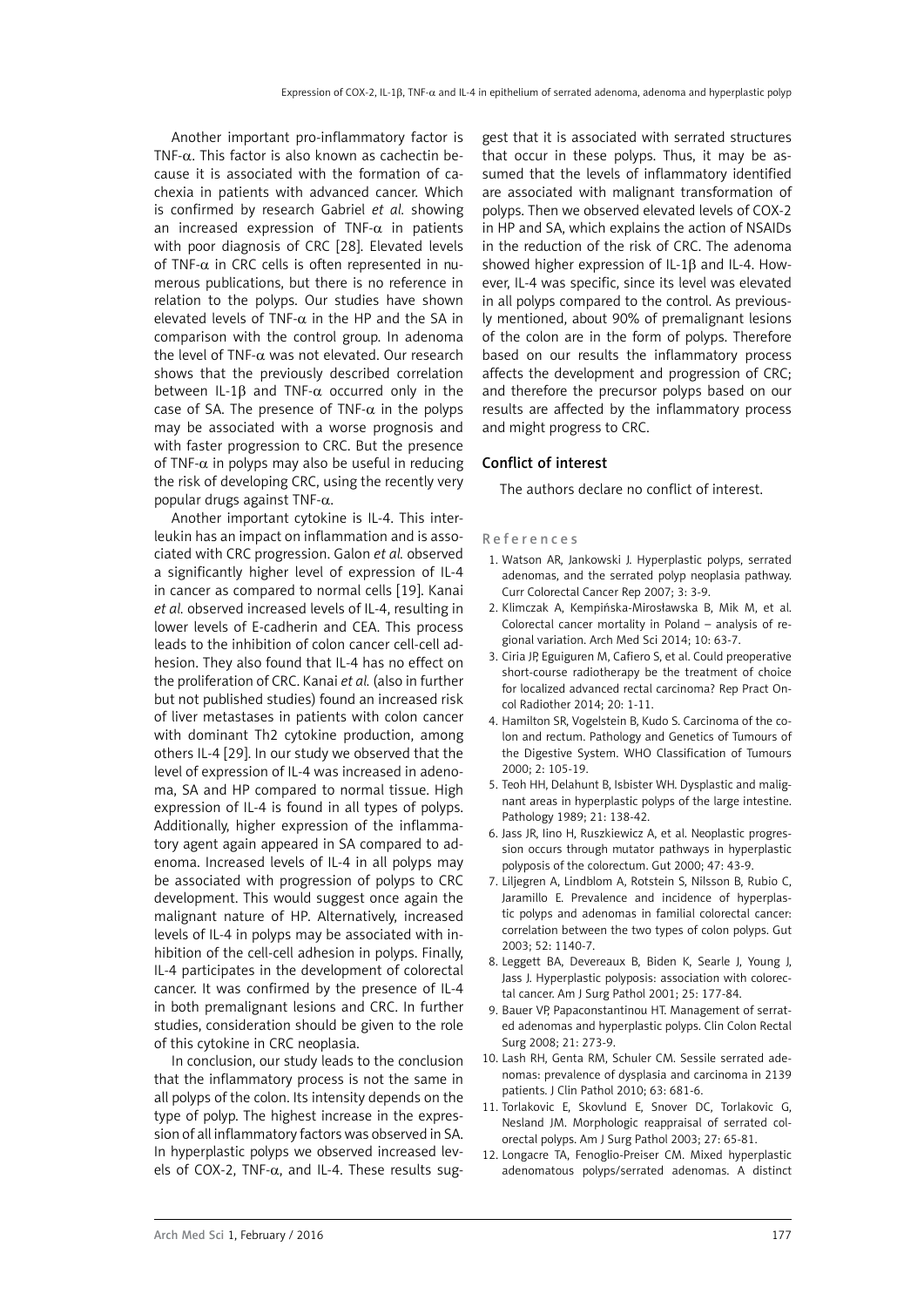Another important pro-inflammatory factor is TNF-α. This factor is also known as cachectin because it is associated with the formation of cachexia in patients with advanced cancer. Which is confirmed by research Gabriel *et al.* showing an increased expression of TNF-α in patients with poor diagnosis of CRC [28]. Elevated levels of TNF-α in CRC cells is often represented in numerous publications, but there is no reference in relation to the polyps. Our studies have shown elevated levels of TNF-α in the HP and the SA in comparison with the control group. In adenoma the level of TNF-α was not elevated. Our research shows that the previously described correlation between IL-1β and TNF-α occurred only in the case of SA. The presence of TNF-α in the polyps may be associated with a worse prognosis and with faster progression to CRC. But the presence of TNF-α in polyps may also be useful in reducing the risk of developing CRC, using the recently very popular drugs against TNF-α.

Another important cytokine is IL-4. This interleukin has an impact on inflammation and is associated with CRC progression. Galon *et al.* observed a significantly higher level of expression of IL-4 in cancer as compared to normal cells [19]. Kanai *et al.* observed increased levels of IL-4, resulting in lower levels of E-cadherin and CEA. This process leads to the inhibition of colon cancer cell-cell adhesion. They also found that IL-4 has no effect on the proliferation of CRC. Kanai *et al.* (also in further but not published studies) found an increased risk of liver metastases in patients with colon cancer with dominant Th2 cytokine production, among others IL-4 [29]. In our study we observed that the level of expression of IL-4 was increased in adenoma, SA and HP compared to normal tissue. High expression of IL-4 is found in all types of polyps. Additionally, higher expression of the inflammatory agent again appeared in SA compared to adenoma. Increased levels of IL-4 in all polyps may be associated with progression of polyps to CRC development. This would suggest once again the malignant nature of HP. Alternatively, increased levels of IL-4 in polyps may be associated with inhibition of the cell-cell adhesion in polyps. Finally, IL-4 participates in the development of colorectal cancer. It was confirmed by the presence of IL-4 in both premalignant lesions and CRC. In further studies, consideration should be given to the role of this cytokine in CRC neoplasia.

In conclusion, our study leads to the conclusion that the inflammatory process is not the same in all polyps of the colon. Its intensity depends on the type of polyp. The highest increase in the expression of all inflammatory factors was observed in SA. In hyperplastic polyps we observed increased levels of COX-2, TNF-α, and IL-4. These results suggest that it is associated with serrated structures that occur in these polyps. Thus, it may be assumed that the levels of inflammatory identified are associated with malignant transformation of polyps. Then we observed elevated levels of COX-2 in HP and SA, which explains the action of NSAIDs in the reduction of the risk of CRC. The adenoma showed higher expression of IL-1β and IL-4. However, IL-4 was specific, since its level was elevated in all polyps compared to the control. As previously mentioned, about 90% of premalignant lesions of the colon are in the form of polyps. Therefore based on our results the inflammatory process affects the development and progression of CRC; and therefore the precursor polyps based on our results are affected by the inflammatory process and might progress to CRC.

## Conflict of interest

The authors declare no conflict of interest.

## References

1. Watson AR, Jankowski J. Hyperplastic polyps, serrated adenomas, and the serrated polyp neoplasia pathway. Curr Colorectal Cancer Rep 2007; 3: 3-9.
2. Klimczak A, Kempińska-Mirosławska B, Mik M, et al. Colorectal cancer mortality in Poland – analysis of regional variation. Arch Med Sci 2014; 10: 63-7.
3. Ciria JP, Eguiguren M, Cafiero S, et al. Could preoperative short-course radiotherapy be the treatment of choice for localized advanced rectal carcinoma? Rep Pract Oncol Radiother 2014; 20: 1-11.
4. Hamilton SR, Vogelstein B, Kudo S. Carcinoma of the colon and rectum. Pathology and Genetics of Tumours of the Digestive System. WHO Classification of Tumours 2000; 2: 105-19.
5. Teoh HH, Delahunt B, Isbister WH. Dysplastic and malignant areas in hyperplastic polyps of the large intestine. Pathology 1989; 21: 138-42.
6. Jass JR, Iino H, Ruszkiewicz A, et al. Neoplastic progression occurs through mutator pathways in hyperplastic polyposis of the colorectum. Gut 2000; 47: 43-9.
7. Liljegren A, Lindblom A, Rotstein S, Nilsson B, Rubio C, Jaramillo E. Prevalence and incidence of hyperplastic polyps and adenomas in familial colorectal cancer: correlation between the two types of colon polyps. Gut 2003; 52: 1140-7.
8. Leggett BA, Devereaux B, Biden K, Searle J, Young J, Jass J. Hyperplastic polyposis: association with colorectal cancer. Am J Surg Pathol 2001; 25: 177-84.
9. Bauer VP, Papaconstantinou HT. Management of serrated adenomas and hyperplastic polyps. Clin Colon Rectal Surg 2008; 21: 273-9.
10. Lash RH, Genta RM, Schuler CM. Sessile serrated adenomas: prevalence of dysplasia and carcinoma in 2139 patients. J Clin Pathol 2010; 63: 681-6.
11. Torlakovic E, Skovlund E, Snover DC, Torlakovic G, Nesland JM. Morphologic reappraisal of serrated colorectal polyps. Am J Surg Pathol 2003; 27: 65-81.
12. Longacre TA, Fenoglio-Preiser CM. Mixed hyperplastic adenomatous polyps/serrated adenomas. A distinct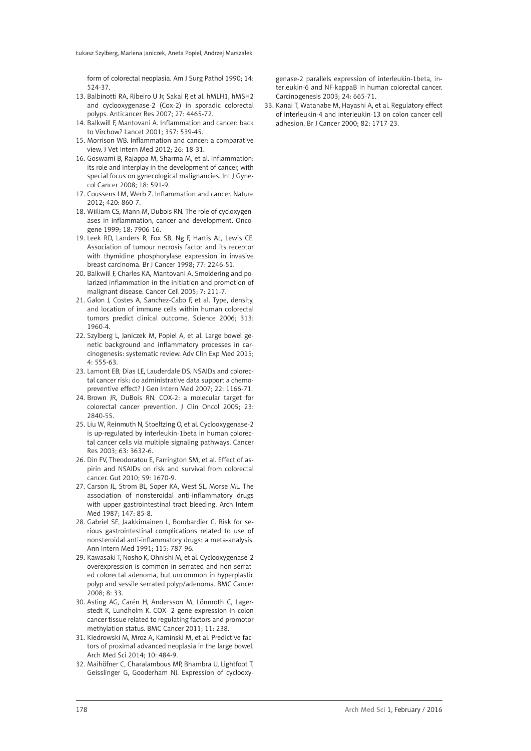form of colorectal neoplasia. Am J Surg Pathol 1990; 14: 524-37.

13. Balbinotti RA, Ribeiro U Jr, Sakai P, et al. hMLH1, hMSH2 and cyclooxygenase-2 (Cox-2) in sporadic colorectal polyps. Anticancer Res 2007; 27: 4465-72.
14. Balkwill F, Mantovani A. Inflammation and cancer: back to Virchow? Lancet 2001; 357: 539-45.
15. Morrison WB. Inflammation and cancer: a comparative view. J Vet Intern Med 2012; 26: 18-31.
16. Goswami B, Rajappa M, Sharma M, et al. Inflammation: its role and interplay in the development of cancer, with special focus on gynecological malignancies. Int J Gynecol Cancer 2008; 18: 591-9.
17. Coussens LM, Werb Z. Inflammation and cancer. Nature 2012; 420: 860-7.
18. Wiiliam CS, Mann M, Dubois RN. The role of cycloxygenases in inflammation, cancer and development. Oncogene 1999; 18: 7906-16.
19. Leek RD, Landers R, Fox SB, Ng F, Hartis AL, Lewis CE. Association of tumour necrosis factor and its receptor with thymidine phosphorylase expression in invasive breast carcinoma. Br J Cancer 1998; 77: 2246-51.
20. Balkwill F, Charles KA, Mantovani A. Smoldering and polarized inflammation in the initiation and promotion of malignant disease. Cancer Cell 2005; 7: 211-7.
21. Galon J, Costes A, Sanchez-Cabo F, et al. Type, density, and location of immune cells within human colorectal tumors predict clinical outcome. Science 2006; 313: 1960-4.
22. Szylberg L, Janiczek M, Popiel A, et al. Large bowel genetic background and inflammatory processes in carcinogenesis: systematic review. Adv Clin Exp Med 2015; 4: 555-63.
23. Lamont EB, Dias LE, Lauderdale DS. NSAIDs and colorectal cancer risk: do administrative data support a chemopreventive effect? J Gen Intern Med 2007; 22: 1166-71.
24. Brown JR, DuBois RN. COX-2: a molecular target for colorectal cancer prevention. J Clin Oncol 2005; 23: 2840-55.
25. Liu W, Reinmuth N, Stoeltzing O, et al. Cyclooxygenase-2 is up-regulated by interleukin-1beta in human colorectal cancer cells via multiple signaling pathways. Cancer Res 2003; 63: 3632-6.
26. Din FV, Theodoratou E, Farrington SM, et al. Effect of aspirin and NSAIDs on risk and survival from colorectal cancer. Gut 2010; 59: 1670-9.
27. Carson JL, Strom BL, Soper KA, West SL, Morse ML. The association of nonsteroidal anti-inflammatory drugs with upper gastrointestinal tract bleeding. Arch Intern Med 1987; 147: 85-8.
28. Gabriel SE, Jaakkimainen L, Bombardier C. Risk for serious gastrointestinal complications related to use of nonsteroidal anti-inflammatory drugs: a meta-analysis. Ann Intern Med 1991; 115: 787-96.
29. Kawasaki T, Nosho K, Ohnishi M, et al. Cyclooxygenase-2 overexpression is common in serrated and non-serrated colorectal adenoma, but uncommon in hyperplastic polyp and sessile serrated polyp/adenoma. BMC Cancer 2008; 8: 33.
30. Asting AG, Carén H, Andersson M, Lönnroth C, Lagerstedt K, Lundholm K. COX- 2 gene expression in colon cancer tissue related to regulating factors and promotor methylation status. BMC Cancer 2011; 11: 238.
31. Kiedrowski M, Mroz A, Kaminski M, et al. Predictive factors of proximal advanced neoplasia in the large bowel. Arch Med Sci 2014; 10: 484-9.
32. Maihöfner C, Charalambous MP, Bhambra U, Lightfoot T, Geisslinger G, Gooderham NJ. Expression of cyclooxygenase-2 parallels expression of interleukin-1beta, interleukin-6 and NF-kappaB in human colorectal cancer. Carcinogenesis 2003; 24: 665-71.
33. Kanai T, Watanabe M, Hayashi A, et al. Regulatory effect of interleukin-4 and interleukin-13 on colon cancer cell adhesion. Br J Cancer 2000; 82: 1717-23.